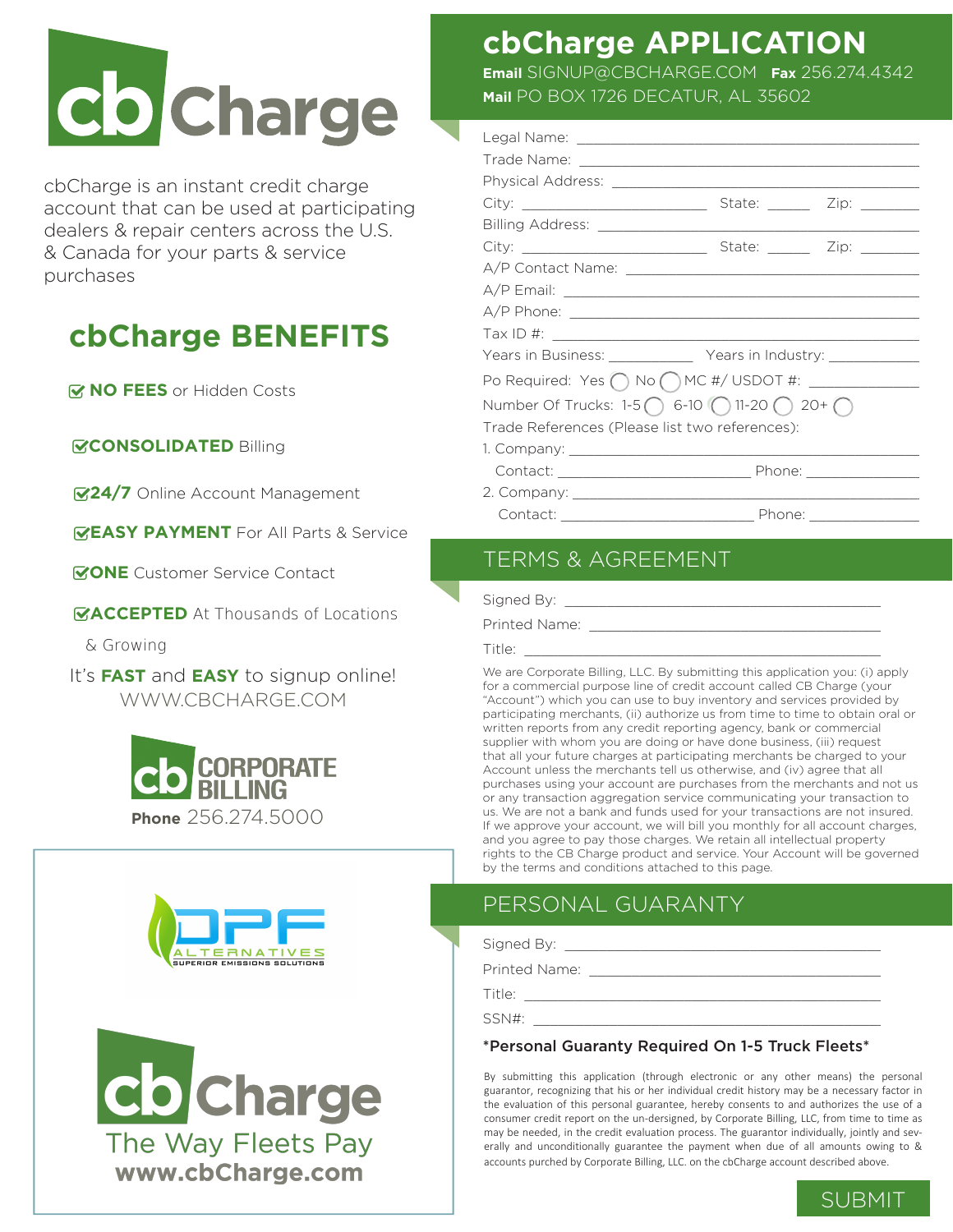# cbCharge

cbCharge is an instant credit charge account that can be used at participating dealers & repair centers across the U.S. & Canada for your parts & service purchases

## cbCharge BENEFITS

- **NO FEES** or Hidden Costs
- **CONSOLIDATED** Billing
- **24/7** Online Account Management
- **EASY PAYMENT** For All Parts & Service
- **ONE** Customer Service Contact
- **ACCEPTED** At Thousands of Locations & Growing

It's **FAST** and **EASY** to signup online!
WWW.CBCHARGE.COM

cb CORPORATE BILLING
**Phone** 256.274.5000

DPF ALTERNATIVES
SUPERIOR EMISSIONS SOLUTIONS

cbCharge
The Way Fleets Pay
**www.cbCharge.com**

## cbCharge APPLICATION

**Email** SIGNUP@CBCHARGE.COM **Fax** 256.274.4342
**Mail** PO BOX 1726 DECATUR, AL 35602

Legal Name: ______________________________

Trade Name: ______________________________

Physical Address: ______________________________

City: ____________________ State: _____ Zip: _______

Billing Address: ______________________________

City: ____________________ State: _____ Zip: _______

A/P Contact Name: ______________________________

A/P Email: ______________________________

A/P Phone: ______________________________

Tax ID #: ______________________________

Years in Business: __________ Years in Industry: __________

Po Required: Yes ◯ No ◯ MC #/ USDOT #: ____________

Number Of Trucks: 1-5 ◯ 6-10 ◯ 11-20 ◯ 20+ ◯

Trade References (Please list two references):

1. Company: ______________________________
   Contact: ____________________ Phone: ____________

2. Company: ______________________________
   Contact: ____________________ Phone: ____________

## TERMS & AGREEMENT

Signed By: ______________________________

Printed Name: ______________________________

Title: ______________________________

We are Corporate Billing, LLC. By submitting this application you: (i) apply for a commercial purpose line of credit account called CB Charge (your "Account") which you can use to buy inventory and services provided by participating merchants, (ii) authorize us from time to time to obtain oral or written reports from any credit reporting agency, bank or commercial supplier with whom you are doing or have done business, (iii) request that all your future charges at participating merchants be charged to your Account unless the merchants tell us otherwise, and (iv) agree that all purchases using your account are purchases from the merchants and not us or any transaction aggregation service communicating your transaction to us. We are not a bank and funds used for your transactions are not insured. If we approve your account, we will bill you monthly for all account charges, and you agree to pay those charges. We retain all intellectual property rights to the CB Charge product and service. Your Account will be governed by the terms and conditions attached to this page.

## PERSONAL GUARANTY

Signed By: ______________________________

Printed Name: ______________________________

Title: ______________________________

SSN#: ______________________________

**\*Personal Guaranty Required On 1-5 Truck Fleets\***

By submitting this application (through electronic or any other means) the personal guarantor, recognizing that his or her individual credit history may be a necessary factor in the evaluation of this personal guarantee, hereby consents to and authorizes the use of a consumer credit report on the un-dersigned, by Corporate Billing, LLC, from time to time as may be needed, in the credit evaluation process. The guarantor individually, jointly and sev-erally and unconditionally guarantee the payment when due of all amounts owing to & accounts purched by Corporate Billing, LLC. on the cbCharge account described above.

SUBMIT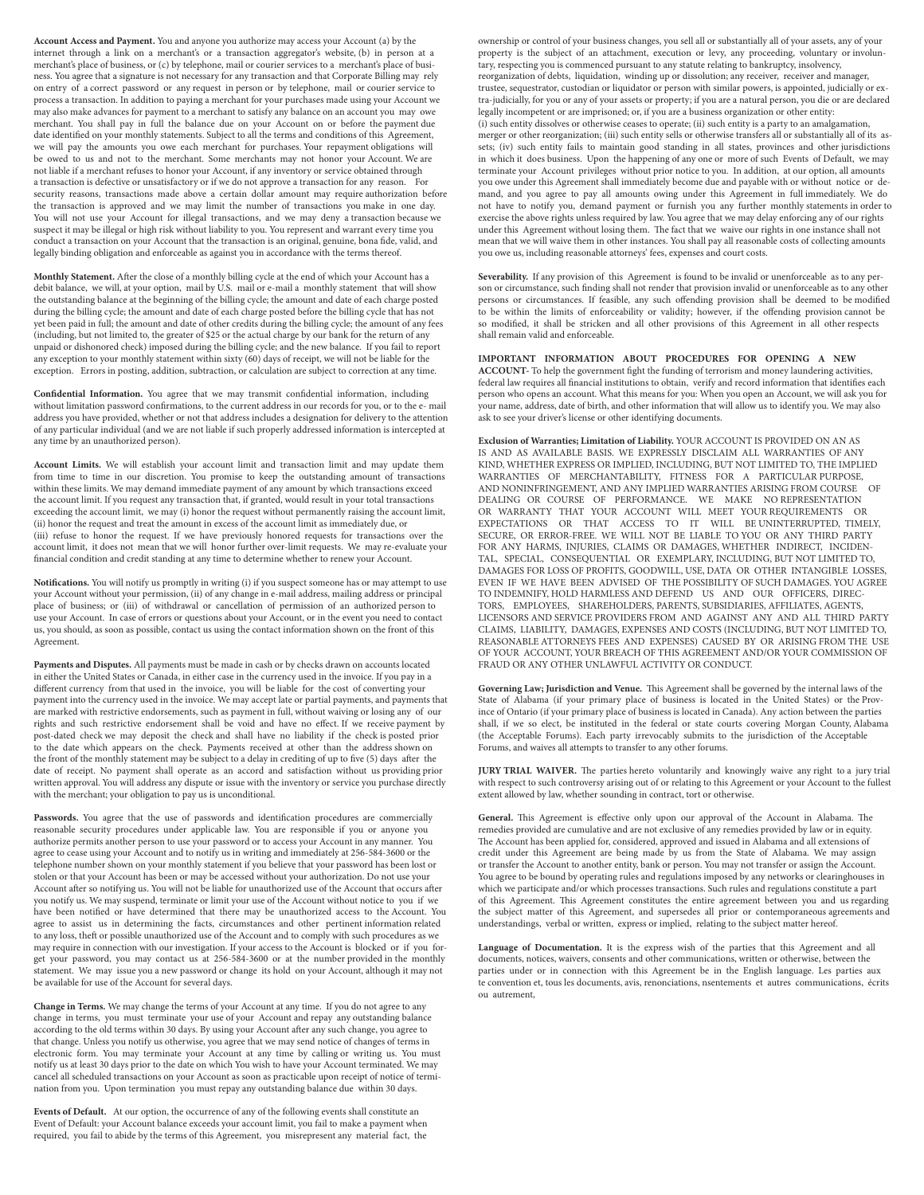**Account Access and Payment.** You and anyone you authorize may access your Account (a) by the internet through a link on a merchant's or a transaction aggregator's website, (b) in person at a merchant's place of business, or (c) by telephone, mail or courier services to a merchant's place of business. You agree that a signature is not necessary for any transaction and that Corporate Billing may rely on entry of a correct password or any request in person or by telephone, mail or courier service to process a transaction. In addition to paying a merchant for your purchases made using your Account we may also make advances for payment to a merchant to satisfy any balance on an account you may owe merchant. You shall pay in full the balance due on your Account on or before the payment due date identified on your monthly statements. Subject to all the terms and conditions of this Agreement, we will pay the amounts you owe each merchant for purchases. Your repayment obligations will be owed to us and not to the merchant. Some merchants may not honor your Account. We are not liable if a merchant refuses to honor your Account, if any inventory or service obtained through a transaction is defective or unsatisfactory or if we do not approve a transaction for any reason. For security reasons, transactions made above a certain dollar amount may require authorization before the transaction is approved and we may limit the number of transactions you make in one day. You will not use your Account for illegal transactions, and we may deny a transaction because we suspect it may be illegal or high risk without liability to you. You represent and warrant every time you conduct a transaction on your Account that the transaction is an original, genuine, bona fide, valid, and legally binding obligation and enforceable as against you in accordance with the terms thereof.

**Monthly Statement.** After the close of a monthly billing cycle at the end of which your Account has a debit balance, we will, at your option, mail by U.S. mail or e-mail a monthly statement that will show the outstanding balance at the beginning of the billing cycle; the amount and date of each charge posted during the billing cycle; the amount and date of each charge posted before the billing cycle that has not yet been paid in full; the amount and date of other credits during the billing cycle; the amount of any fees (including, but not limited to, the greater of $25 or the actual charge by our bank for the return of any unpaid or dishonored check) imposed during the billing cycle; and the new balance. If you fail to report any exception to your monthly statement within sixty (60) days of receipt, we will not be liable for the exception. Errors in posting, addition, subtraction, or calculation are subject to correction at any time.

**Confidential Information.** You agree that we may transmit confidential information, including without limitation password confirmations, to the current address in our records for you, or to the e- mail address you have provided, whether or not that address includes a designation for delivery to the attention of any particular individual (and we are not liable if such properly addressed information is intercepted at any time by an unauthorized person).

**Account Limits.** We will establish your account limit and transaction limit and may update them from time to time in our discretion. You promise to keep the outstanding amount of transactions within these limits. We may demand immediate payment of any amount by which transactions exceed the account limit. If you request any transaction that, if granted, would result in your total transactions exceeding the account limit, we may (i) honor the request without permanently raising the account limit, (ii) honor the request and treat the amount in excess of the account limit as immediately due, or (iii) refuse to honor the request. If we have previously honored requests for transactions over the account limit, it does not mean that we will honor further over-limit requests. We may re-evaluate your financial condition and credit standing at any time to determine whether to renew your Account.

**Notifications.** You will notify us promptly in writing (i) if you suspect someone has or may attempt to use your Account without your permission, (ii) of any change in e-mail address, mailing address or principal place of business; or (iii) of withdrawal or cancellation of permission of an authorized person to use your Account. In case of errors or questions about your Account, or in the event you need to contact us, you should, as soon as possible, contact us using the contact information shown on the front of this Agreement.

**Payments and Disputes.** All payments must be made in cash or by checks drawn on accounts located in either the United States or Canada, in either case in the currency used in the invoice. If you pay in a different currency from that used in the invoice, you will be liable for the cost of converting your payment into the currency used in the invoice. We may accept late or partial payments, and payments that are marked with restrictive endorsements, such as payment in full, without waiving or losing any of our rights and such restrictive endorsement shall be void and have no effect. If we receive payment by post-dated check we may deposit the check and shall have no liability if the check is posted prior to the date which appears on the check. Payments received at other than the address shown on the front of the monthly statement may be subject to a delay in crediting of up to five (5) days after the date of receipt. No payment shall operate as an accord and satisfaction without us providing prior written approval. You will address any dispute or issue with the inventory or service you purchase directly with the merchant; your obligation to pay us is unconditional.

**Passwords.** You agree that the use of passwords and identification procedures are commercially reasonable security procedures under applicable law. You are responsible if you or anyone you authorize permits another person to use your password or to access your Account in any manner. You agree to cease using your Account and to notify us in writing and immediately at 256-584-3600 or the telephone number shown on your monthly statement if you believe that your password has been lost or stolen or that your Account has been or may be accessed without your authorization. Do not use your Account after so notifying us. You will not be liable for unauthorized use of the Account that occurs after you notify us. We may suspend, terminate or limit your use of the Account without notice to you if we have been notified or have determined that there may be unauthorized access to the Account. You agree to assist us in determining the facts, circumstances and other pertinent information related to any loss, theft or possible unauthorized use of the Account and to comply with such procedures as we may require in connection with our investigation. If your access to the Account is blocked or if you forget your password, you may contact us at 256-584-3600 or at the number provided in the monthly statement. We may issue you a new password or change its hold on your Account, although it may not be available for use of the Account for several days.

**Change in Terms.** We may change the terms of your Account at any time. If you do not agree to any change in terms, you must terminate your use of your Account and repay any outstanding balance according to the old terms within 30 days. By using your Account after any such change, you agree to that change. Unless you notify us otherwise, you agree that we may send notice of changes of terms in electronic form. You may terminate your Account at any time by calling or writing us. You must notify us at least 30 days prior to the date on which You wish to have your Account terminated. We may cancel all scheduled transactions on your Account as soon as practicable upon receipt of notice of termination from you. Upon termination you must repay any outstanding balance due within 30 days.

**Events of Default.** At our option, the occurrence of any of the following events shall constitute an Event of Default: your Account balance exceeds your account limit, you fail to make a payment when required, you fail to abide by the terms of this Agreement, you misrepresent any material fact, the ownership or control of your business changes, you sell all or substantially all of your assets, any of your property is the subject of an attachment, execution or levy, any proceeding, voluntary or involuntary, respecting you is commenced pursuant to any statute relating to bankruptcy, insolvency, reorganization of debts, liquidation, winding up or dissolution; any receiver, receiver and manager, trustee, sequestrator, custodian or liquidator or person with similar powers, is appointed, judicially or extra-judicially, for you or any of your assets or property; if you are a natural person, you die or are declared legally incompetent or are imprisoned; or, if you are a business organization or other entity:
(i) such entity dissolves or otherwise ceases to operate; (ii) such entity is a party to an amalgamation, merger or other reorganization; (iii) such entity sells or otherwise transfers all or substantially all of its assets; (iv) such entity fails to maintain good standing in all states, provinces and other jurisdictions in which it does business. Upon the happening of any one or more of such Events of Default, we may terminate your Account privileges without prior notice to you. In addition, at our option, all amounts you owe under this Agreement shall immediately become due and payable with or without notice or demand, and you agree to pay all amounts owing under this Agreement in full immediately. We do not have to notify you, demand payment or furnish you any further monthly statements in order to exercise the above rights unless required by law. You agree that we may delay enforcing any of our rights under this Agreement without losing them. The fact that we waive our rights in one instance shall not mean that we will waive them in other instances. You shall pay all reasonable costs of collecting amounts you owe us, including reasonable attorneys' fees, expenses and court costs.

**Severability.** If any provision of this Agreement is found to be invalid or unenforceable as to any person or circumstance, such finding shall not render that provision invalid or unenforceable as to any other persons or circumstances. If feasible, any such offending provision shall be deemed to be modified to be within the limits of enforceability or validity; however, if the offending provision cannot be so modified, it shall be stricken and all other provisions of this Agreement in all other respects shall remain valid and enforceable.

**IMPORTANT INFORMATION ABOUT PROCEDURES FOR OPENING A NEW ACCOUNT-** To help the government fight the funding of terrorism and money laundering activities, federal law requires all financial institutions to obtain, verify and record information that identifies each person who opens an account. What this means for you: When you open an Account, we will ask you for your name, address, date of birth, and other information that will allow us to identify you. We may also ask to see your driver's license or other identifying documents.

**Exclusion of Warranties; Limitation of Liability.** YOUR ACCOUNT IS PROVIDED ON AN AS IS AND AS AVAILABLE BASIS. WE EXPRESSLY DISCLAIM ALL WARRANTIES OF ANY KIND, WHETHER EXPRESS OR IMPLIED, INCLUDING, BUT NOT LIMITED TO, THE IMPLIED WARRANTIES OF MERCHANTABILITY, FITNESS FOR A PARTICULAR PURPOSE, AND NONINFRINGEMENT, AND ANY IMPLIED WARRANTIES ARISING FROM COURSE OF DEALING OR COURSE OF PERFORMANCE. WE MAKE NO REPRESENTATION OR WARRANTY THAT YOUR ACCOUNT WILL MEET YOUR REQUIREMENTS OR EXPECTATIONS OR THAT ACCESS TO IT WILL BE UNINTERRUPTED, TIMELY, SECURE, OR ERROR-FREE. WE WILL NOT BE LIABLE TO YOU OR ANY THIRD PARTY FOR ANY HARMS, INJURIES, CLAIMS OR DAMAGES, WHETHER INDIRECT, INCIDENTAL, SPECIAL, CONSEQUENTIAL OR EXEMPLARY, INCLUDING, BUT NOT LIMITED TO, DAMAGES FOR LOSS OF PROFITS, GOODWILL, USE, DATA OR OTHER INTANGIBLE LOSSES, EVEN IF WE HAVE BEEN ADVISED OF THE POSSIBILITY OF SUCH DAMAGES. YOU AGREE TO INDEMNIFY, HOLD HARMLESS AND DEFEND US AND OUR OFFICERS, DIRECTORS, EMPLOYEES, SHAREHOLDERS, PARENTS, SUBSIDIARIES, AFFILIATES, AGENTS, LICENSORS AND SERVICE PROVIDERS FROM AND AGAINST ANY AND ALL THIRD PARTY CLAIMS, LIABILITY, DAMAGES, EXPENSES AND COSTS (INCLUDING, BUT NOT LIMITED TO, REASONABLE ATTORNEYS FEES AND EXPENSES) CAUSED BY OR ARISING FROM THE USE OF YOUR ACCOUNT, YOUR BREACH OF THIS AGREEMENT AND/OR YOUR COMMISSION OF FRAUD OR ANY OTHER UNLAWFUL ACTIVITY OR CONDUCT.

**Governing Law; Jurisdiction and Venue.** This Agreement shall be governed by the internal laws of the State of Alabama (if your primary place of business is located in the United States) or the Province of Ontario (if your primary place of business is located in Canada). Any action between the parties shall, if we so elect, be instituted in the federal or state courts covering Morgan County, Alabama (the Acceptable Forums). Each party irrevocably submits to the jurisdiction of the Acceptable Forums, and waives all attempts to transfer to any other forums.

**JURY TRIAL WAIVER.** The parties hereto voluntarily and knowingly waive any right to a jury trial with respect to such controversy arising out of or relating to this Agreement or your Account to the fullest extent allowed by law, whether sounding in contract, tort or otherwise.

**General.** This Agreement is effective only upon our approval of the Account in Alabama. The remedies provided are cumulative and are not exclusive of any remedies provided by law or in equity. The Account has been applied for, considered, approved and issued in Alabama and all extensions of credit under this Agreement are being made by us from the State of Alabama. We may assign or transfer the Account to another entity, bank or person. You may not transfer or assign the Account. You agree to be bound by operating rules and regulations imposed by any networks or clearinghouses in which we participate and/or which processes transactions. Such rules and regulations constitute a part of this Agreement. This Agreement constitutes the entire agreement between you and us regarding the subject matter of this Agreement, and supersedes all prior or contemporaneous agreements and understandings, verbal or written, express or implied, relating to the subject matter hereof.

**Language of Documentation.** It is the express wish of the parties that this Agreement and all documents, notices, waivers, consents and other communications, written or otherwise, between the parties under or in connection with this Agreement be in the English language. Les parties aux te convention et, tous les documents, avis, renonciations, nsentements et autres communications, écrits ou autrement,